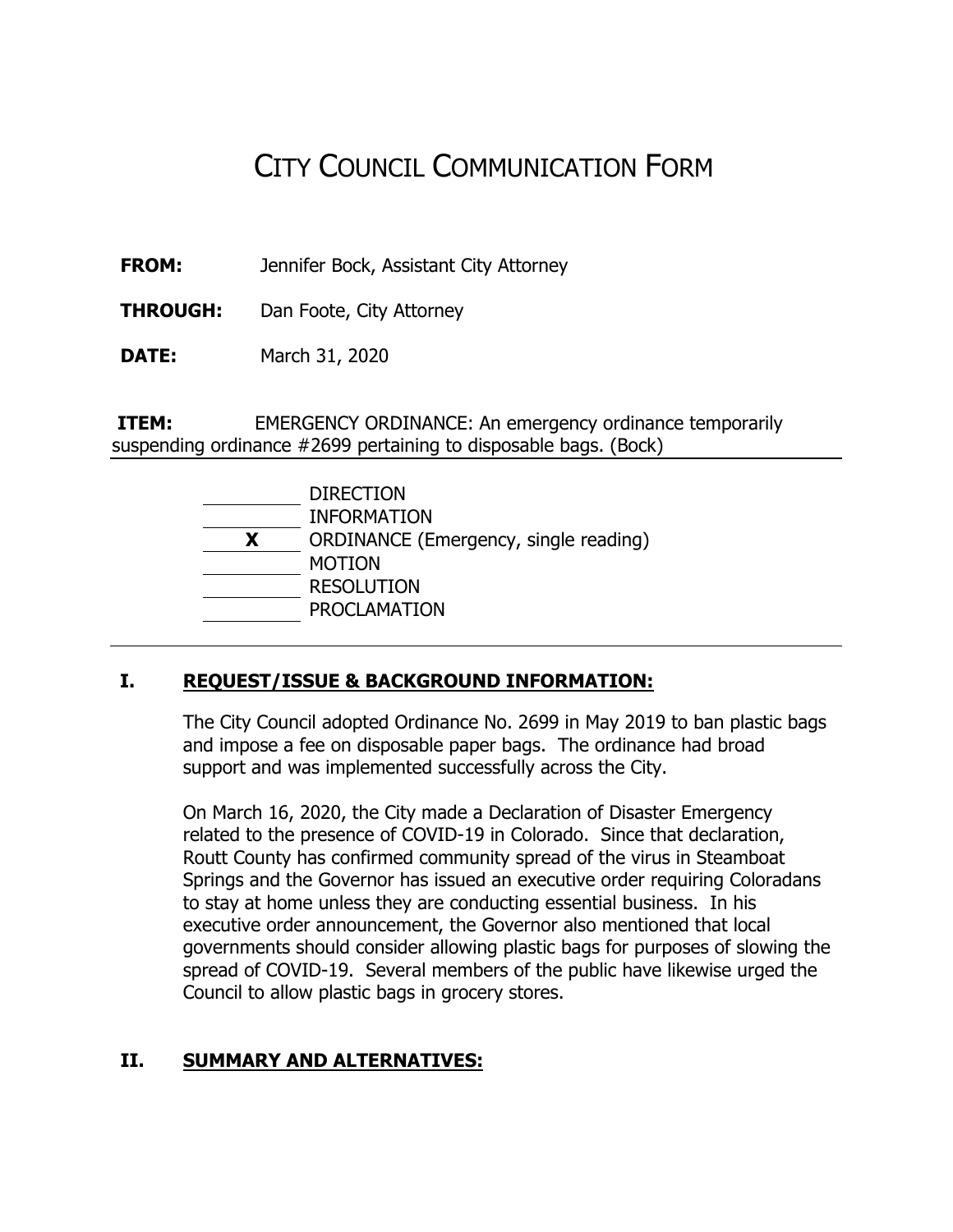# CITY COUNCIL COMMUNICATION FORM

**FROM:** Jennifer Bock, Assistant City Attorney

**THROUGH:** Dan Foote, City Attorney

**DATE:** March 31, 2020

**ITEM:** EMERGENCY ORDINANCE: An emergency ordinance temporarily suspending ordinance #2699 pertaining to disposable bags. (Bock)

\_\_\_\_\_\_ DIRECTION
\_\_\_\_\_\_ INFORMATION
\_\_**X**\_\_ ORDINANCE (Emergency, single reading)
\_\_\_\_\_\_ MOTION
\_\_\_\_\_\_ RESOLUTION
\_\_\_\_\_\_ PROCLAMATION

## I. REQUEST/ISSUE & BACKGROUND INFORMATION:

The City Council adopted Ordinance No. 2699 in May 2019 to ban plastic bags and impose a fee on disposable paper bags. The ordinance had broad support and was implemented successfully across the City.

On March 16, 2020, the City made a Declaration of Disaster Emergency related to the presence of COVID-19 in Colorado. Since that declaration, Routt County has confirmed community spread of the virus in Steamboat Springs and the Governor has issued an executive order requiring Coloradans to stay at home unless they are conducting essential business. In his executive order announcement, the Governor also mentioned that local governments should consider allowing plastic bags for purposes of slowing the spread of COVID-19. Several members of the public have likewise urged the Council to allow plastic bags in grocery stores.

## II. SUMMARY AND ALTERNATIVES: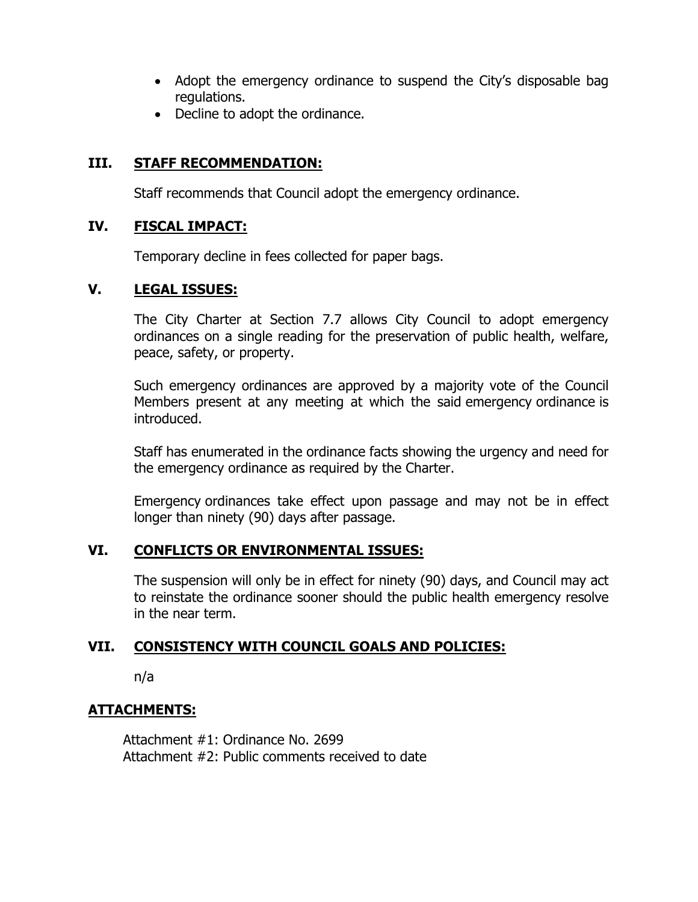- Adopt the emergency ordinance to suspend the City's disposable bag regulations.
- Decline to adopt the ordinance.

## III. STAFF RECOMMENDATION:

Staff recommends that Council adopt the emergency ordinance.

## IV. FISCAL IMPACT:

Temporary decline in fees collected for paper bags.

## V. LEGAL ISSUES:

The City Charter at Section 7.7 allows City Council to adopt emergency ordinances on a single reading for the preservation of public health, welfare, peace, safety, or property.

Such emergency ordinances are approved by a majority vote of the Council Members present at any meeting at which the said emergency ordinance is introduced.

Staff has enumerated in the ordinance facts showing the urgency and need for the emergency ordinance as required by the Charter.

Emergency ordinances take effect upon passage and may not be in effect longer than ninety (90) days after passage.

## VI. CONFLICTS OR ENVIRONMENTAL ISSUES:

The suspension will only be in effect for ninety (90) days, and Council may act to reinstate the ordinance sooner should the public health emergency resolve in the near term.

## VII. CONSISTENCY WITH COUNCIL GOALS AND POLICIES:

n/a

## ATTACHMENTS:

Attachment #1: Ordinance No. 2699
Attachment #2: Public comments received to date